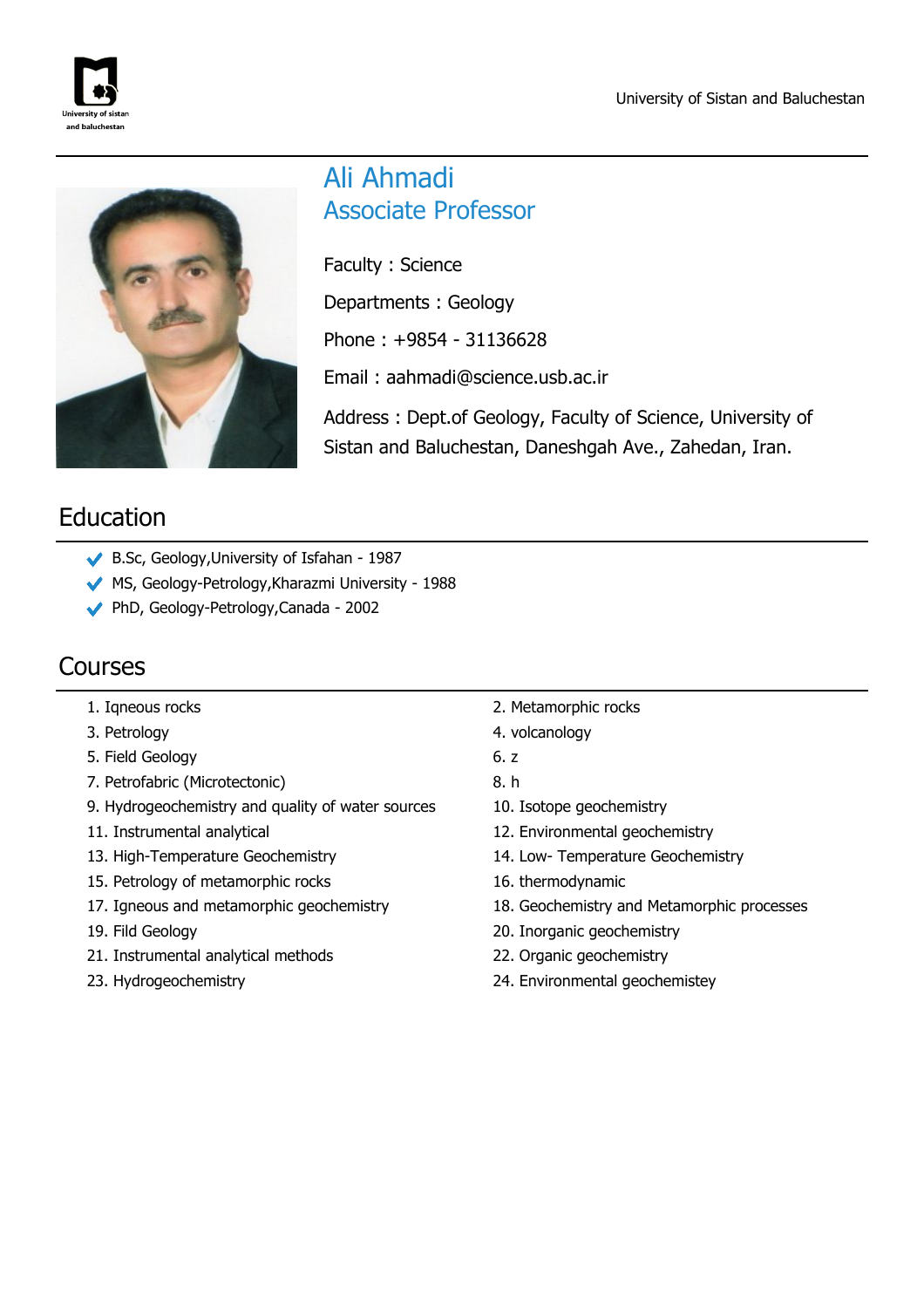# Ali Ahmadi

## Associate Professor

Faculty : Science

Departments : Geology

Phone : +9854 - 31136628

Email : aahmadi@science.usb.ac.ir

Address : Dept.of Geology, Faculty of Science, University of Sistan and Baluchestan, Daneshgah Ave., Zahedan, Iran.

## Education

- B.Sc, Geology,University of Isfahan - 1987
- MS, Geology-Petrology,Kharazmi University - 1988
- PhD, Geology-Petrology,Canada - 2002

## Courses

1. Iqneous rocks
2. Metamorphic rocks
3. Petrology
4. volcanology
5. Field Geology
6. z
7. Petrofabric (Microtectonic)
8. h
9. Hydrogeochemistry and quality of water sources
10. Isotope geochemistry
11. Instrumental analytical
12. Environmental geochemistry
13. High-Temperature Geochemistry
14. Low- Temperature Geochemistry
15. Petrology of metamorphic rocks
16. thermodynamic
17. Igneous and metamorphic geochemistry
18. Geochemistry and Metamorphic processes
19. Fild Geology
20. Inorganic geochemistry
21. Instrumental analytical methods
22. Organic geochemistry
23. Hydrogeochemistry
24. Environmental geochemistey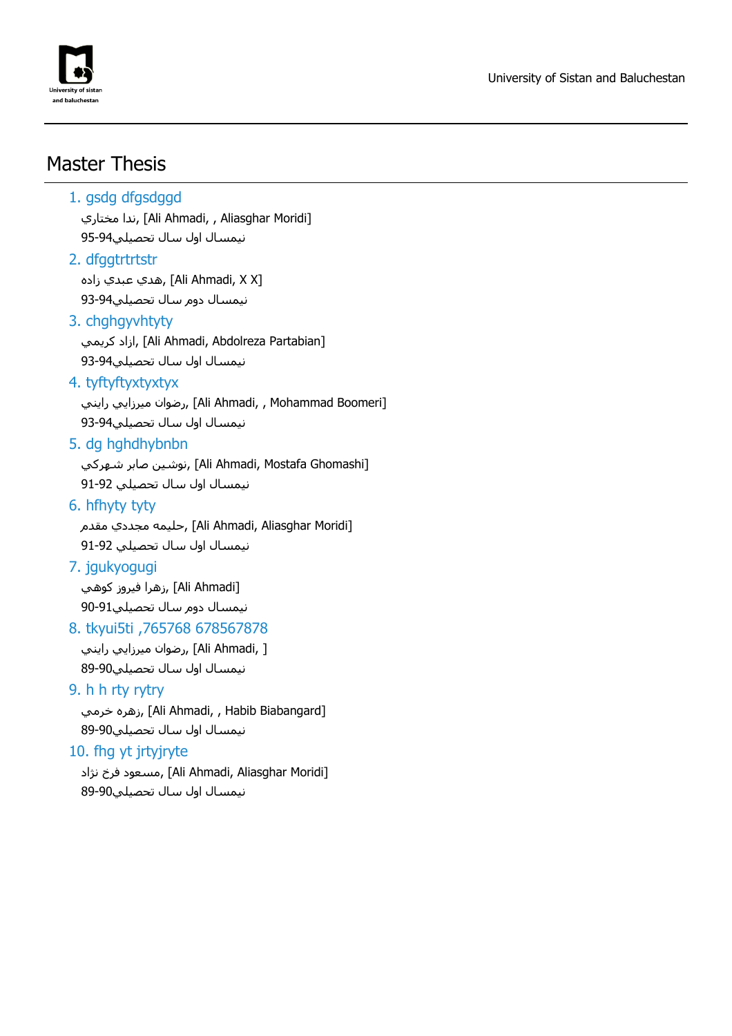## Master Thesis

1. gsdg dfgsdggd
   ندا مختاري, [Ali Ahmadi, , Aliasghar Moridi]
   نيمسال اول سال تحصيلي94-95

2. dfggtrtrtstr
   هدي عبدي زاده, [Ali Ahmadi, X X]
   نيمسال دوم سال تحصيلي93-94

3. chghgyvhtyty
   ازاد كريمي, [Ali Ahmadi, Abdolreza Partabian]
   نيمسال اول سال تحصيلي93-94

4. tyftyftyxtyxtyx
   رضوان ميرزايي رايني, [Ali Ahmadi, , Mohammad Boomeri]
   نيمسال اول سال تحصيلي93-94

5. dg hghdhybnbn
   نوشين صابر شهركي, [Ali Ahmadi, Mostafa Ghomashi]
   نيمسال اول سال تحصيلي 91-92

6. hfhyty tyty
   حليمه مجددي مقدم, [Ali Ahmadi, Aliasghar Moridi]
   نيمسال اول سال تحصيلي 91-92

7. jgukyogugi
   زهرا فيروز كوهي, [Ali Ahmadi]
   نيمسال دوم سال تحصيلي90-91

8. tkyui5ti ,765768 678567878
   رضوان ميرزايي رايني, [Ali Ahmadi, ]
   نيمسال اول سال تحصيلي89-90

9. h h rty rytry
   زهره خرمي, [Ali Ahmadi, , Habib Biabangard]
   نيمسال اول سال تحصيلي89-90

10. fhg yt jrtyjryte
    مسعود فرخ نژاد, [Ali Ahmadi, Aliasghar Moridi]
    نيمسال اول سال تحصيلي89-90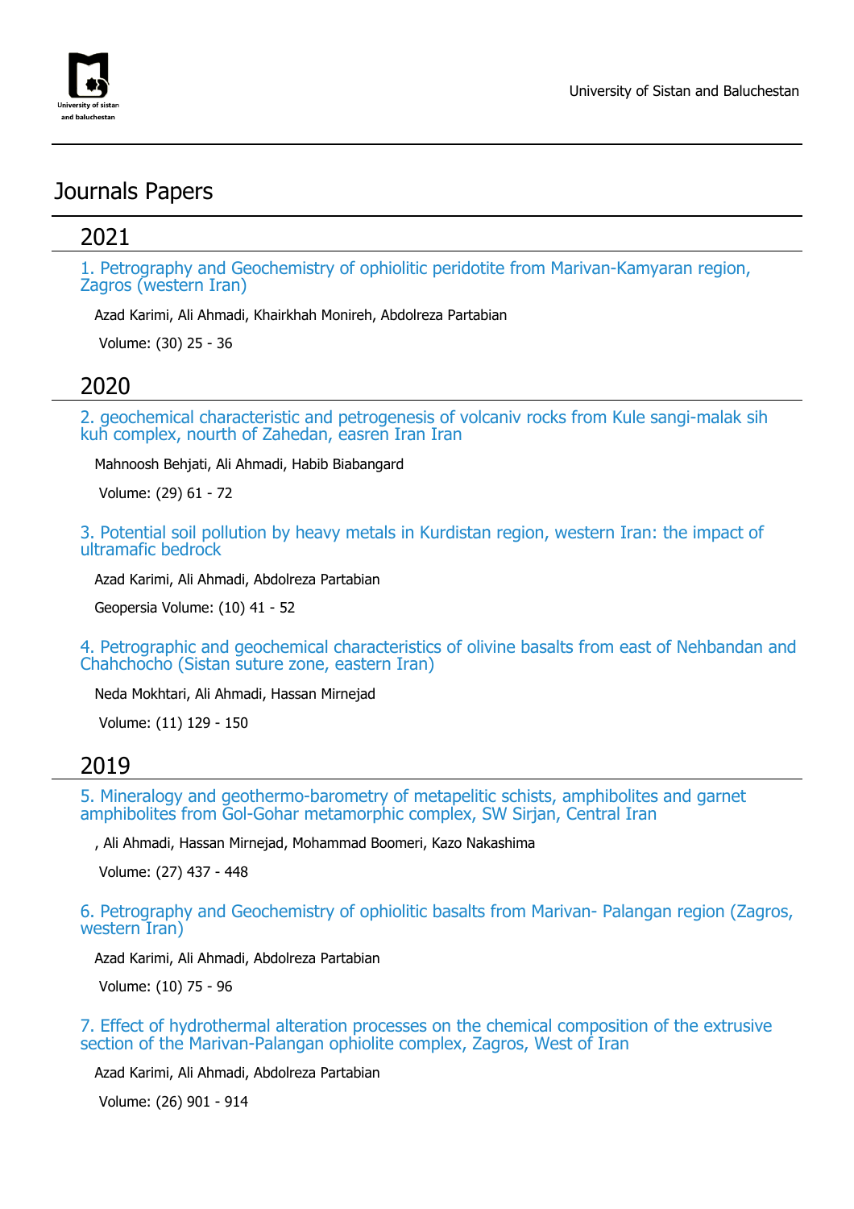# Journals Papers

## 2021

### 1. Petrography and Geochemistry of ophiolitic peridotite from Marivan-Kamyaran region, Zagros (western Iran)

Azad Karimi, Ali Ahmadi, Khairkhah Monireh, Abdolreza Partabian

Volume: (30) 25 - 36

## 2020

### 2. geochemical characteristic and petrogenesis of volcaniv rocks from Kule sangi-malak sih kuh complex, nourth of Zahedan, easren Iran Iran

Mahnoosh Behjati, Ali Ahmadi, Habib Biabangard

Volume: (29) 61 - 72

### 3. Potential soil pollution by heavy metals in Kurdistan region, western Iran: the impact of ultramafic bedrock

Azad Karimi, Ali Ahmadi, Abdolreza Partabian

Geopersia Volume: (10) 41 - 52

### 4. Petrographic and geochemical characteristics of olivine basalts from east of Nehbandan and Chahchocho (Sistan suture zone, eastern Iran)

Neda Mokhtari, Ali Ahmadi, Hassan Mirnejad

Volume: (11) 129 - 150

## 2019

### 5. Mineralogy and geothermo-barometry of metapelitic schists, amphibolites and garnet amphibolites from Gol-Gohar metamorphic complex, SW Sirjan, Central Iran

, Ali Ahmadi, Hassan Mirnejad, Mohammad Boomeri, Kazo Nakashima

Volume: (27) 437 - 448

### 6. Petrography and Geochemistry of ophiolitic basalts from Marivan- Palangan region (Zagros, western Iran)

Azad Karimi, Ali Ahmadi, Abdolreza Partabian

Volume: (10) 75 - 96

### 7. Effect of hydrothermal alteration processes on the chemical composition of the extrusive section of the Marivan-Palangan ophiolite complex, Zagros, West of Iran

Azad Karimi, Ali Ahmadi, Abdolreza Partabian

Volume: (26) 901 - 914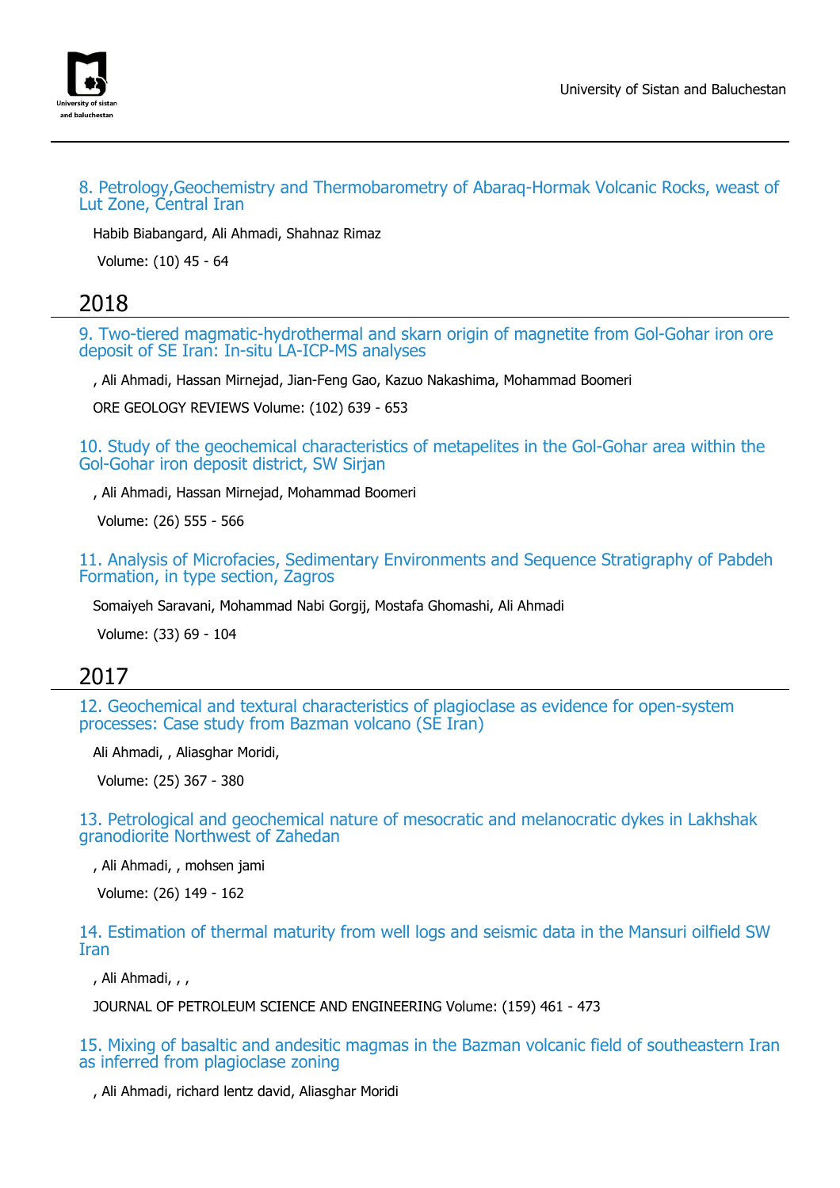8. Petrology,Geochemistry and Thermobarometry of Abaraq-Hormak Volcanic Rocks, weast of Lut Zone, Central Iran

Habib Biabangard, Ali Ahmadi, Shahnaz Rimaz

Volume: (10) 45 - 64

## 2018

9. Two-tiered magmatic-hydrothermal and skarn origin of magnetite from Gol-Gohar iron ore deposit of SE Iran: In-situ LA-ICP-MS analyses

, Ali Ahmadi, Hassan Mirnejad, Jian-Feng Gao, Kazuo Nakashima, Mohammad Boomeri

ORE GEOLOGY REVIEWS Volume: (102) 639 - 653

10. Study of the geochemical characteristics of metapelites in the Gol-Gohar area within the Gol-Gohar iron deposit district, SW Sirjan

, Ali Ahmadi, Hassan Mirnejad, Mohammad Boomeri

Volume: (26) 555 - 566

11. Analysis of Microfacies, Sedimentary Environments and Sequence Stratigraphy of Pabdeh Formation, in type section, Zagros

Somaiyeh Saravani, Mohammad Nabi Gorgij, Mostafa Ghomashi, Ali Ahmadi

Volume: (33) 69 - 104

## 2017

12. Geochemical and textural characteristics of plagioclase as evidence for open-system processes: Case study from Bazman volcano (SE Iran)

Ali Ahmadi, , Aliasghar Moridi,

Volume: (25) 367 - 380

13. Petrological and geochemical nature of mesocratic and melanocratic dykes in Lakhshak granodiorite Northwest of Zahedan

, Ali Ahmadi, , mohsen jami

Volume: (26) 149 - 162

14. Estimation of thermal maturity from well logs and seismic data in the Mansuri oilfield SW Iran

, Ali Ahmadi, , ,

JOURNAL OF PETROLEUM SCIENCE AND ENGINEERING Volume: (159) 461 - 473

15. Mixing of basaltic and andesitic magmas in the Bazman volcanic field of southeastern Iran as inferred from plagioclase zoning

, Ali Ahmadi, richard lentz david, Aliasghar Moridi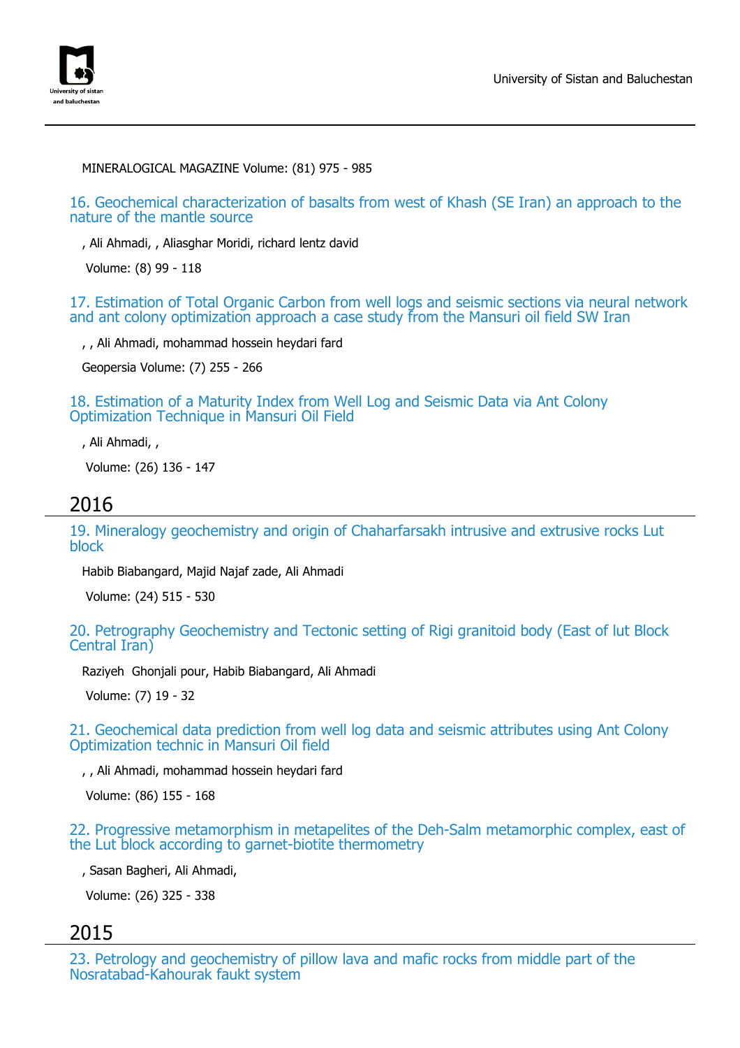MINERALOGICAL MAGAZINE Volume: (81) 975 - 985

16. Geochemical characterization of basalts from west of Khash (SE Iran) an approach to the nature of the mantle source

, Ali Ahmadi, , Aliasghar Moridi, richard lentz david

Volume: (8) 99 - 118

17. Estimation of Total Organic Carbon from well logs and seismic sections via neural network and ant colony optimization approach a case study from the Mansuri oil field SW Iran

, , Ali Ahmadi, mohammad hossein heydari fard

Geopersia Volume: (7) 255 - 266

18. Estimation of a Maturity Index from Well Log and Seismic Data via Ant Colony Optimization Technique in Mansuri Oil Field

, Ali Ahmadi, ,

Volume: (26) 136 - 147

## 2016

19. Mineralogy geochemistry and origin of Chaharfarsakh intrusive and extrusive rocks Lut block

Habib Biabangard, Majid Najaf zade, Ali Ahmadi

Volume: (24) 515 - 530

20. Petrography Geochemistry and Tectonic setting of Rigi granitoid body (East of lut Block Central Iran)

Raziyeh Ghonjali pour, Habib Biabangard, Ali Ahmadi

Volume: (7) 19 - 32

21. Geochemical data prediction from well log data and seismic attributes using Ant Colony Optimization technic in Mansuri Oil field

, , Ali Ahmadi, mohammad hossein heydari fard

Volume: (86) 155 - 168

22. Progressive metamorphism in metapelites of the Deh-Salm metamorphic complex, east of the Lut block according to garnet-biotite thermometry

, Sasan Bagheri, Ali Ahmadi,

Volume: (26) 325 - 338

## 2015

23. Petrology and geochemistry of pillow lava and mafic rocks from middle part of the Nosratabad-Kahourak faukt system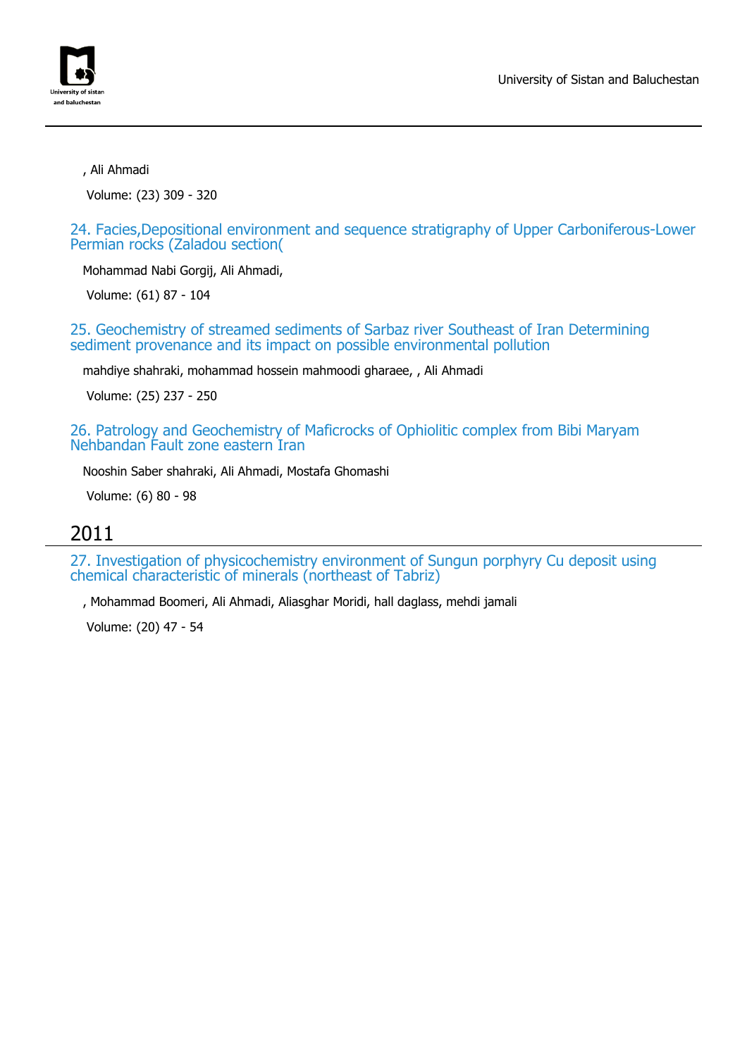, Ali Ahmadi

Volume: (23) 309 - 320

### 24. Facies,Depositional environment and sequence stratigraphy of Upper Carboniferous-Lower Permian rocks (Zaladou section(

Mohammad Nabi Gorgij, Ali Ahmadi,

Volume: (61) 87 - 104

### 25. Geochemistry of streamed sediments of Sarbaz river Southeast of Iran Determining sediment provenance and its impact on possible environmental pollution

mahdiye shahraki, mohammad hossein mahmoodi gharaee, , Ali Ahmadi

Volume: (25) 237 - 250

### 26. Patrology and Geochemistry of Maficrocks of Ophiolitic complex from Bibi Maryam Nehbandan Fault zone eastern Iran

Nooshin Saber shahraki, Ali Ahmadi, Mostafa Ghomashi

Volume: (6) 80 - 98

## 2011

### 27. Investigation of physicochemistry environment of Sungun porphyry Cu deposit using chemical characteristic of minerals (northeast of Tabriz)

, Mohammad Boomeri, Ali Ahmadi, Aliasghar Moridi, hall daglass, mehdi jamali

Volume: (20) 47 - 54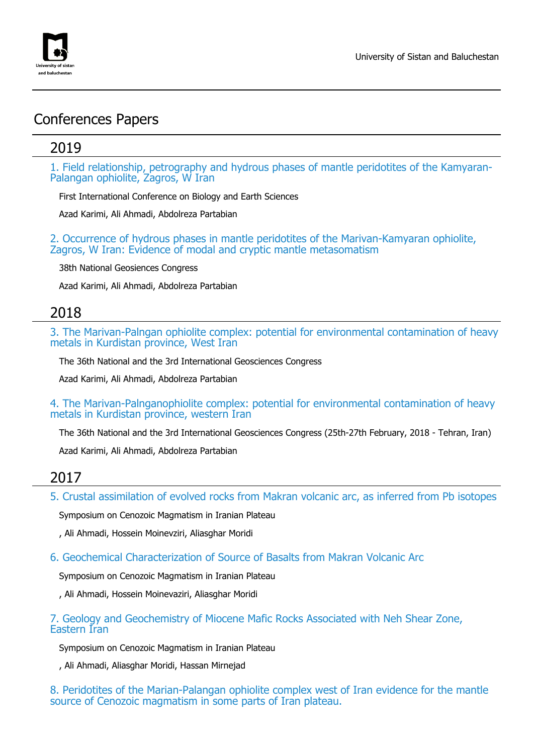# Conferences Papers

## 2019

### 1. Field relationship, petrography and hydrous phases of mantle peridotites of the Kamyaran-Palangan ophiolite, Zagros, W Iran

First International Conference on Biology and Earth Sciences

Azad Karimi, Ali Ahmadi, Abdolreza Partabian

### 2. Occurrence of hydrous phases in mantle peridotites of the Marivan-Kamyaran ophiolite, Zagros, W Iran: Evidence of modal and cryptic mantle metasomatism

38th National Geosiences Congress

Azad Karimi, Ali Ahmadi, Abdolreza Partabian

## 2018

### 3. The Marivan-Palngan ophiolite complex: potential for environmental contamination of heavy metals in Kurdistan province, West Iran

The 36th National and the 3rd International Geosciences Congress

Azad Karimi, Ali Ahmadi, Abdolreza Partabian

### 4. The Marivan-Palnganophiolite complex: potential for environmental contamination of heavy metals in Kurdistan province, western Iran

The 36th National and the 3rd International Geosciences Congress (25th-27th February, 2018 - Tehran, Iran)

Azad Karimi, Ali Ahmadi, Abdolreza Partabian

## 2017

### 5. Crustal assimilation of evolved rocks from Makran volcanic arc, as inferred from Pb isotopes

Symposium on Cenozoic Magmatism in Iranian Plateau

, Ali Ahmadi, Hossein Moinevziri, Aliasghar Moridi

### 6. Geochemical Characterization of Source of Basalts from Makran Volcanic Arc

Symposium on Cenozoic Magmatism in Iranian Plateau

, Ali Ahmadi, Hossein Moinevaziri, Aliasghar Moridi

### 7. Geology and Geochemistry of Miocene Mafic Rocks Associated with Neh Shear Zone, Eastern Iran

Symposium on Cenozoic Magmatism in Iranian Plateau

, Ali Ahmadi, Aliasghar Moridi, Hassan Mirnejad

### 8. Peridotites of the Marian-Palangan ophiolite complex west of Iran evidence for the mantle source of Cenozoic magmatism in some parts of Iran plateau.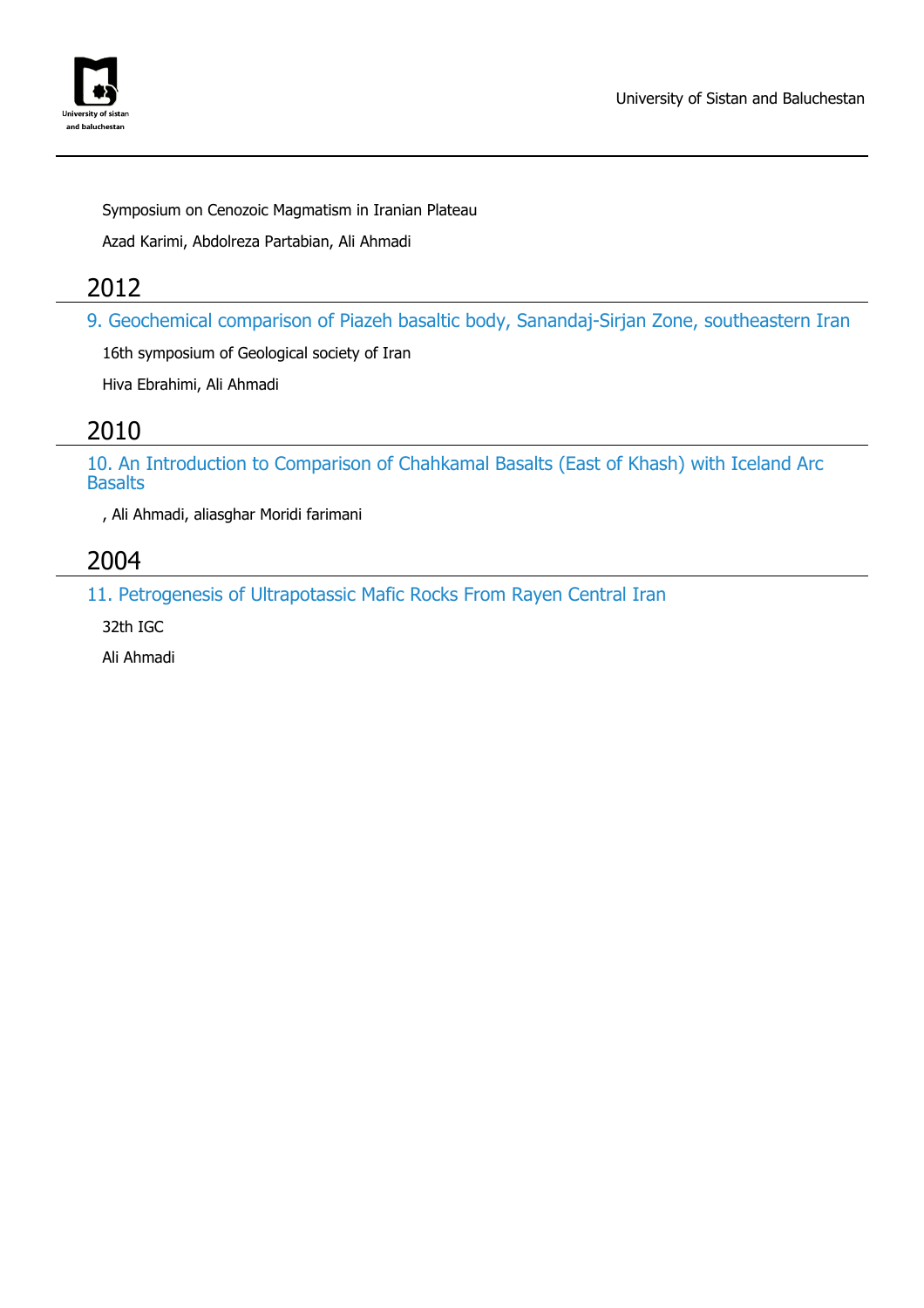Symposium on Cenozoic Magmatism in Iranian Plateau

Azad Karimi, Abdolreza Partabian, Ali Ahmadi

## 2012

### 9. Geochemical comparison of Piazeh basaltic body, Sanandaj-Sirjan Zone, southeastern Iran

16th symposium of Geological society of Iran

Hiva Ebrahimi, Ali Ahmadi

## 2010

### 10. An Introduction to Comparison of Chahkamal Basalts (East of Khash) with Iceland Arc Basalts

, Ali Ahmadi, aliasghar Moridi farimani

## 2004

### 11. Petrogenesis of Ultrapotassic Mafic Rocks From Rayen Central Iran

32th IGC

Ali Ahmadi